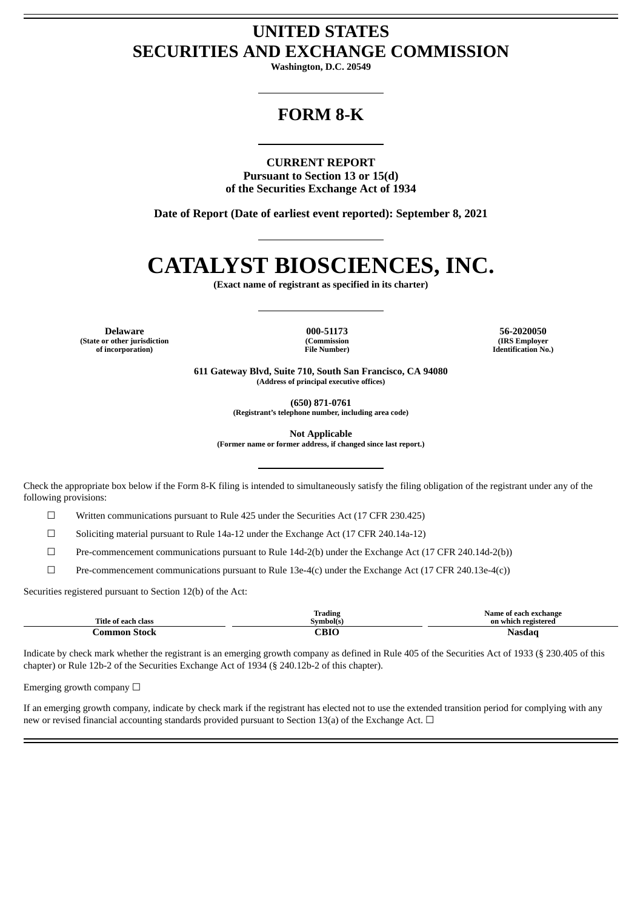# UNITED STATES
# SECURITIES AND EXCHANGE COMMISSION

**Washington, D.C. 20549**

## FORM 8-K

**CURRENT REPORT**
**Pursuant to Section 13 or 15(d)**
**of the Securities Exchange Act of 1934**

**Date of Report (Date of earliest event reported): September 8, 2021**

# CATALYST BIOSCIENCES, INC.

**(Exact name of registrant as specified in its charter)**

| Delaware | 000-51173 | 56-2020050 |
|---|---|---|
| (State or other jurisdiction of incorporation) | (Commission File Number) | (IRS Employer Identification No.) |

**611 Gateway Blvd, Suite 710, South San Francisco, CA 94080**
**(Address of principal executive offices)**

**(650) 871-0761**
**(Registrant's telephone number, including area code)**

**Not Applicable**
**(Former name or former address, if changed since last report.)**

Check the appropriate box below if the Form 8-K filing is intended to simultaneously satisfy the filing obligation of the registrant under any of the following provisions:

☐ Written communications pursuant to Rule 425 under the Securities Act (17 CFR 230.425)

☐ Soliciting material pursuant to Rule 14a-12 under the Exchange Act (17 CFR 240.14a-12)

☐ Pre-commencement communications pursuant to Rule 14d-2(b) under the Exchange Act (17 CFR 240.14d-2(b))

☐ Pre-commencement communications pursuant to Rule 13e-4(c) under the Exchange Act (17 CFR 240.13e-4(c))

Securities registered pursuant to Section 12(b) of the Act:

| Title of each class | Trading Symbol(s) | Name of each exchange on which registered |
|---|---|---|
| **Common Stock** | **CBIO** | **Nasdaq** |

Indicate by check mark whether the registrant is an emerging growth company as defined in Rule 405 of the Securities Act of 1933 (§ 230.405 of this chapter) or Rule 12b-2 of the Securities Exchange Act of 1934 (§ 240.12b-2 of this chapter).

Emerging growth company ☐

If an emerging growth company, indicate by check mark if the registrant has elected not to use the extended transition period for complying with any new or revised financial accounting standards provided pursuant to Section 13(a) of the Exchange Act. ☐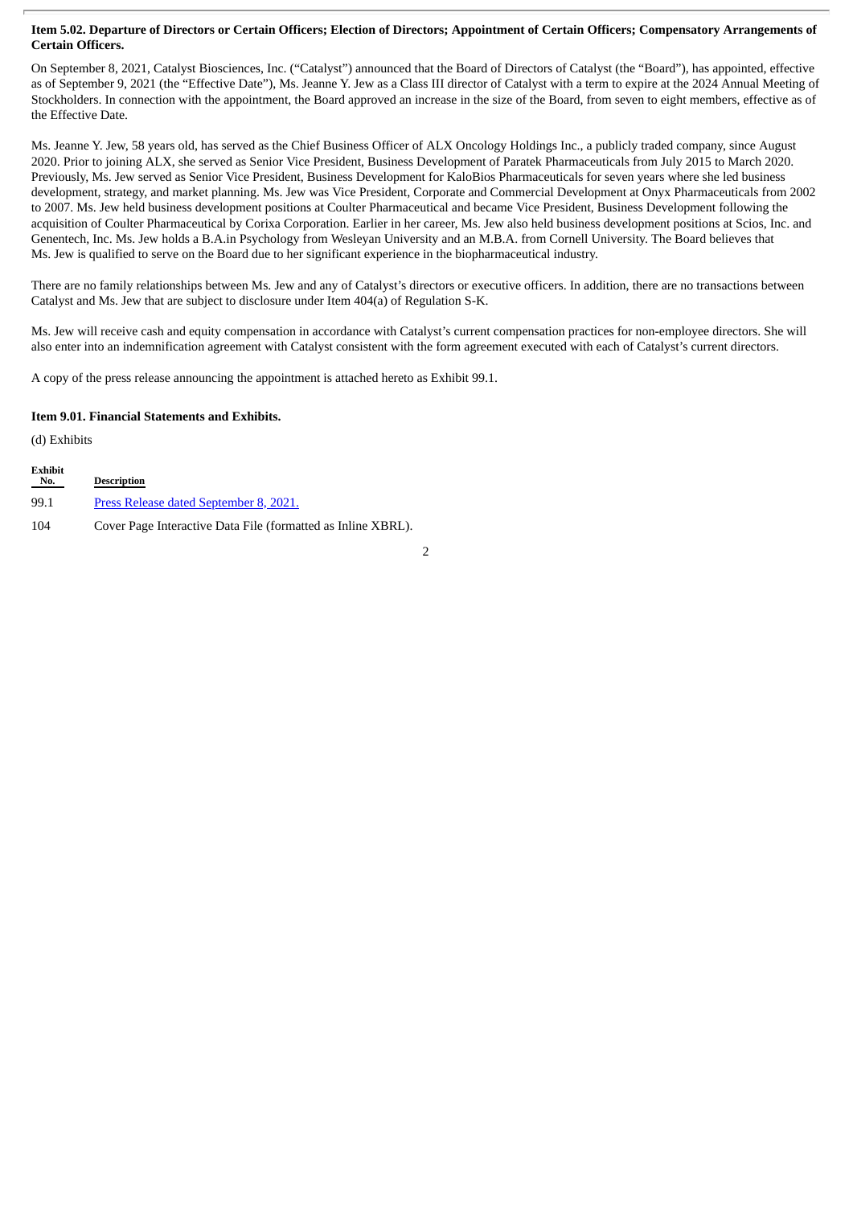**Item 5.02. Departure of Directors or Certain Officers; Election of Directors; Appointment of Certain Officers; Compensatory Arrangements of Certain Officers.**

On September 8, 2021, Catalyst Biosciences, Inc. ("Catalyst") announced that the Board of Directors of Catalyst (the "Board"), has appointed, effective as of September 9, 2021 (the "Effective Date"), Ms. Jeanne Y. Jew as a Class III director of Catalyst with a term to expire at the 2024 Annual Meeting of Stockholders. In connection with the appointment, the Board approved an increase in the size of the Board, from seven to eight members, effective as of the Effective Date.

Ms. Jeanne Y. Jew, 58 years old, has served as the Chief Business Officer of ALX Oncology Holdings Inc., a publicly traded company, since August 2020. Prior to joining ALX, she served as Senior Vice President, Business Development of Paratek Pharmaceuticals from July 2015 to March 2020. Previously, Ms. Jew served as Senior Vice President, Business Development for KaloBios Pharmaceuticals for seven years where she led business development, strategy, and market planning. Ms. Jew was Vice President, Corporate and Commercial Development at Onyx Pharmaceuticals from 2002 to 2007. Ms. Jew held business development positions at Coulter Pharmaceutical and became Vice President, Business Development following the acquisition of Coulter Pharmaceutical by Corixa Corporation. Earlier in her career, Ms. Jew also held business development positions at Scios, Inc. and Genentech, Inc. Ms. Jew holds a B.A.in Psychology from Wesleyan University and an M.B.A. from Cornell University. The Board believes that Ms. Jew is qualified to serve on the Board due to her significant experience in the biopharmaceutical industry.

There are no family relationships between Ms. Jew and any of Catalyst's directors or executive officers. In addition, there are no transactions between Catalyst and Ms. Jew that are subject to disclosure under Item 404(a) of Regulation S-K.

Ms. Jew will receive cash and equity compensation in accordance with Catalyst's current compensation practices for non-employee directors. She will also enter into an indemnification agreement with Catalyst consistent with the form agreement executed with each of Catalyst's current directors.

A copy of the press release announcing the appointment is attached hereto as Exhibit 99.1.

**Item 9.01. Financial Statements and Exhibits.**

(d) Exhibits

| Exhibit No. | Description |
|---|---|
| 99.1 | Press Release dated September 8, 2021. |
| 104 | Cover Page Interactive Data File (formatted as Inline XBRL). |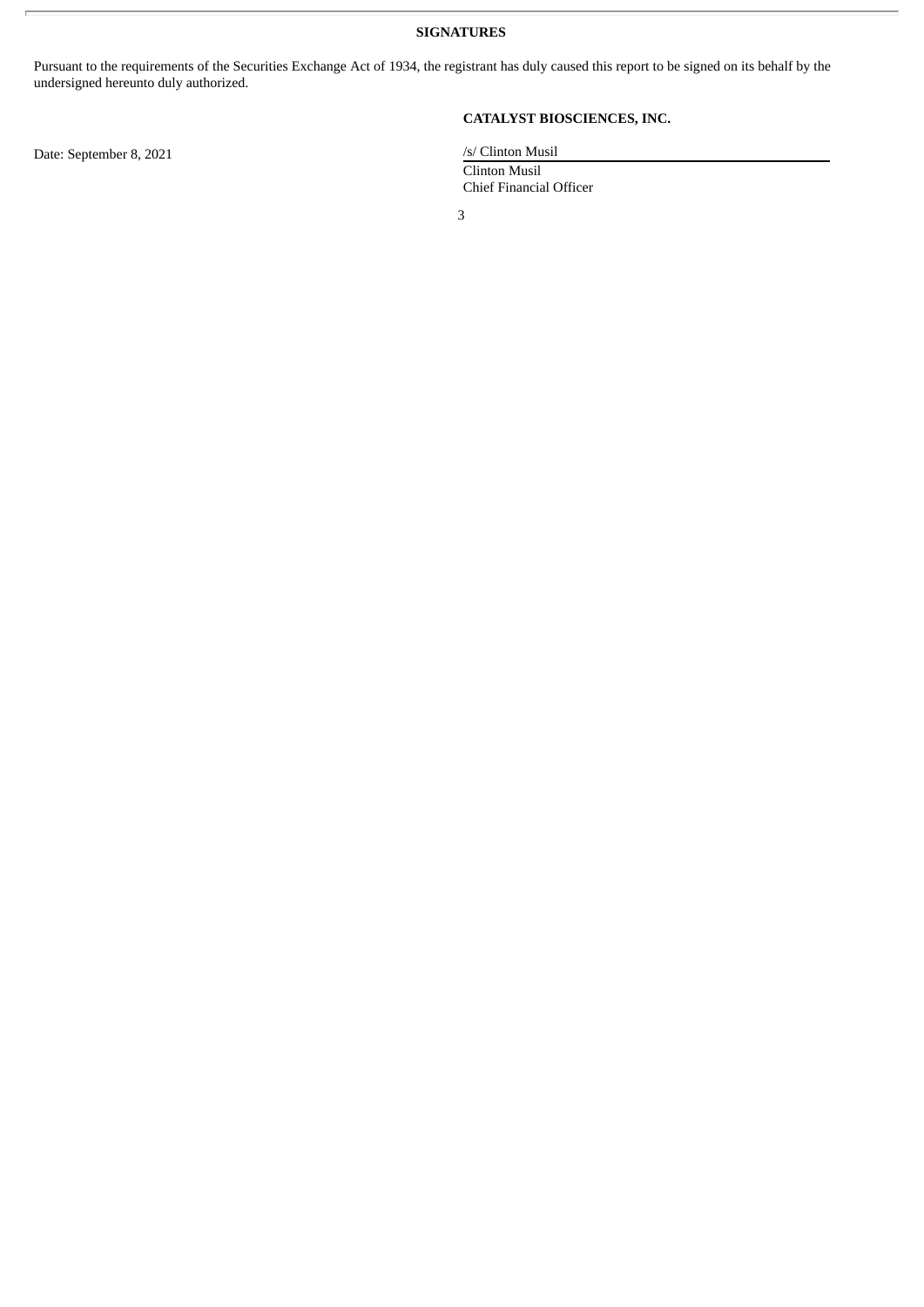**SIGNATURES**

Pursuant to the requirements of the Securities Exchange Act of 1934, the registrant has duly caused this report to be signed on its behalf by the undersigned hereunto duly authorized.

**CATALYST BIOSCIENCES, INC.**

Date: September 8, 2021

/s/ Clinton Musil

Clinton Musil
Chief Financial Officer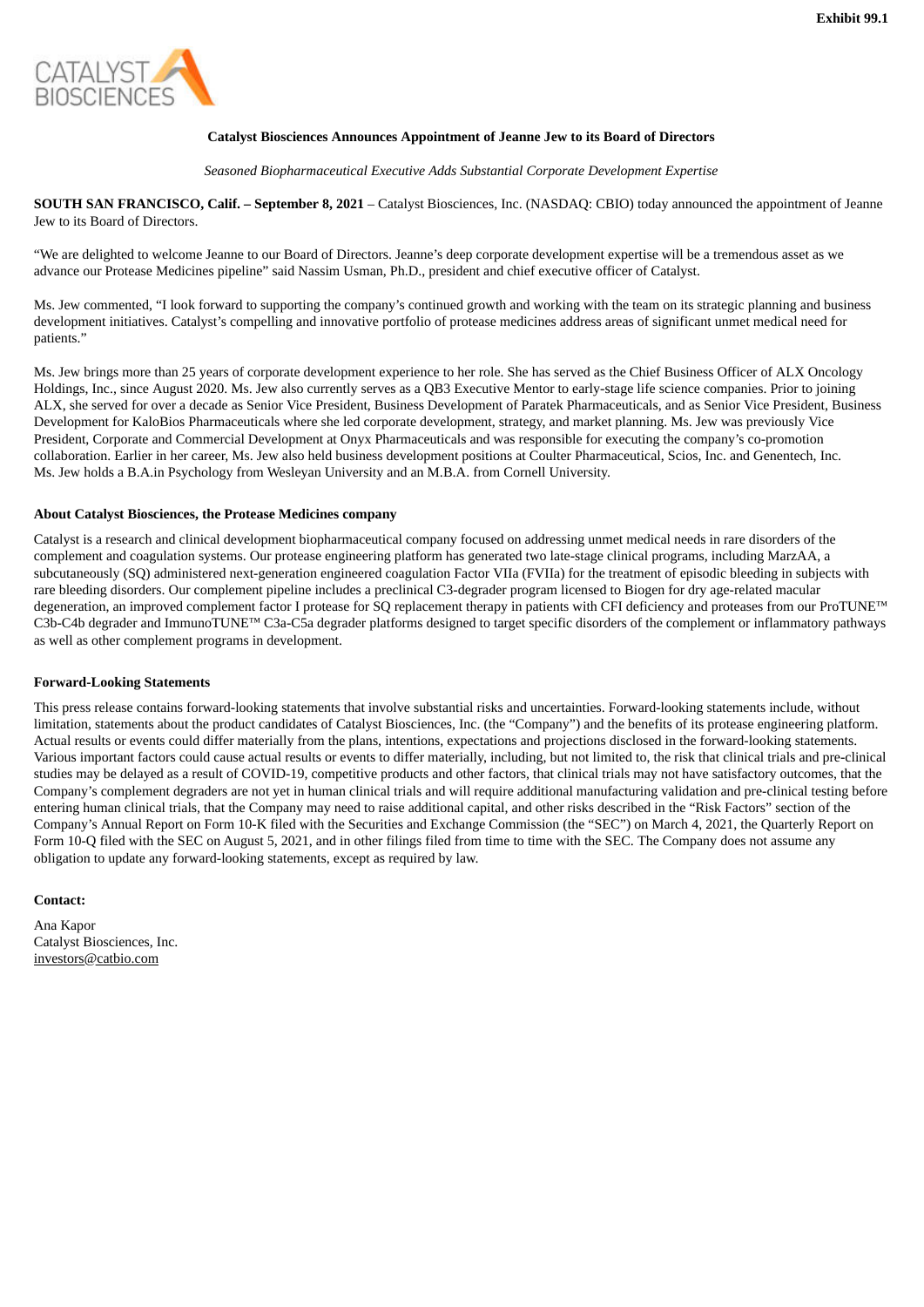Exhibit 99.1

CATALYST BIOSCIENCES

**Catalyst Biosciences Announces Appointment of Jeanne Jew to its Board of Directors**

*Seasoned Biopharmaceutical Executive Adds Substantial Corporate Development Expertise*

**SOUTH SAN FRANCISCO, Calif. – September 8, 2021** – Catalyst Biosciences, Inc. (NASDAQ: CBIO) today announced the appointment of Jeanne Jew to its Board of Directors.

"We are delighted to welcome Jeanne to our Board of Directors. Jeanne's deep corporate development expertise will be a tremendous asset as we advance our Protease Medicines pipeline" said Nassim Usman, Ph.D., president and chief executive officer of Catalyst.

Ms. Jew commented, "I look forward to supporting the company's continued growth and working with the team on its strategic planning and business development initiatives. Catalyst's compelling and innovative portfolio of protease medicines address areas of significant unmet medical need for patients."

Ms. Jew brings more than 25 years of corporate development experience to her role. She has served as the Chief Business Officer of ALX Oncology Holdings, Inc., since August 2020. Ms. Jew also currently serves as a QB3 Executive Mentor to early-stage life science companies. Prior to joining ALX, she served for over a decade as Senior Vice President, Business Development of Paratek Pharmaceuticals, and as Senior Vice President, Business Development for KaloBios Pharmaceuticals where she led corporate development, strategy, and market planning. Ms. Jew was previously Vice President, Corporate and Commercial Development at Onyx Pharmaceuticals and was responsible for executing the company's co-promotion collaboration. Earlier in her career, Ms. Jew also held business development positions at Coulter Pharmaceutical, Scios, Inc. and Genentech, Inc. Ms. Jew holds a B.A.in Psychology from Wesleyan University and an M.B.A. from Cornell University.

**About Catalyst Biosciences, the Protease Medicines company**

Catalyst is a research and clinical development biopharmaceutical company focused on addressing unmet medical needs in rare disorders of the complement and coagulation systems. Our protease engineering platform has generated two late-stage clinical programs, including MarzAA, a subcutaneously (SQ) administered next-generation engineered coagulation Factor VIIa (FVIIa) for the treatment of episodic bleeding in subjects with rare bleeding disorders. Our complement pipeline includes a preclinical C3-degrader program licensed to Biogen for dry age-related macular degeneration, an improved complement factor I protease for SQ replacement therapy in patients with CFI deficiency and proteases from our ProTUNE™ C3b-C4b degrader and ImmunoTUNE™ C3a-C5a degrader platforms designed to target specific disorders of the complement or inflammatory pathways as well as other complement programs in development.

**Forward-Looking Statements**

This press release contains forward-looking statements that involve substantial risks and uncertainties. Forward-looking statements include, without limitation, statements about the product candidates of Catalyst Biosciences, Inc. (the "Company") and the benefits of its protease engineering platform. Actual results or events could differ materially from the plans, intentions, expectations and projections disclosed in the forward-looking statements. Various important factors could cause actual results or events to differ materially, including, but not limited to, the risk that clinical trials and pre-clinical studies may be delayed as a result of COVID-19, competitive products and other factors, that clinical trials may not have satisfactory outcomes, that the Company's complement degraders are not yet in human clinical trials and will require additional manufacturing validation and pre-clinical testing before entering human clinical trials, that the Company may need to raise additional capital, and other risks described in the "Risk Factors" section of the Company's Annual Report on Form 10-K filed with the Securities and Exchange Commission (the "SEC") on March 4, 2021, the Quarterly Report on Form 10-Q filed with the SEC on August 5, 2021, and in other filings filed from time to time with the SEC. The Company does not assume any obligation to update any forward-looking statements, except as required by law.

**Contact:**

Ana Kapor
Catalyst Biosciences, Inc.
investors@catbio.com